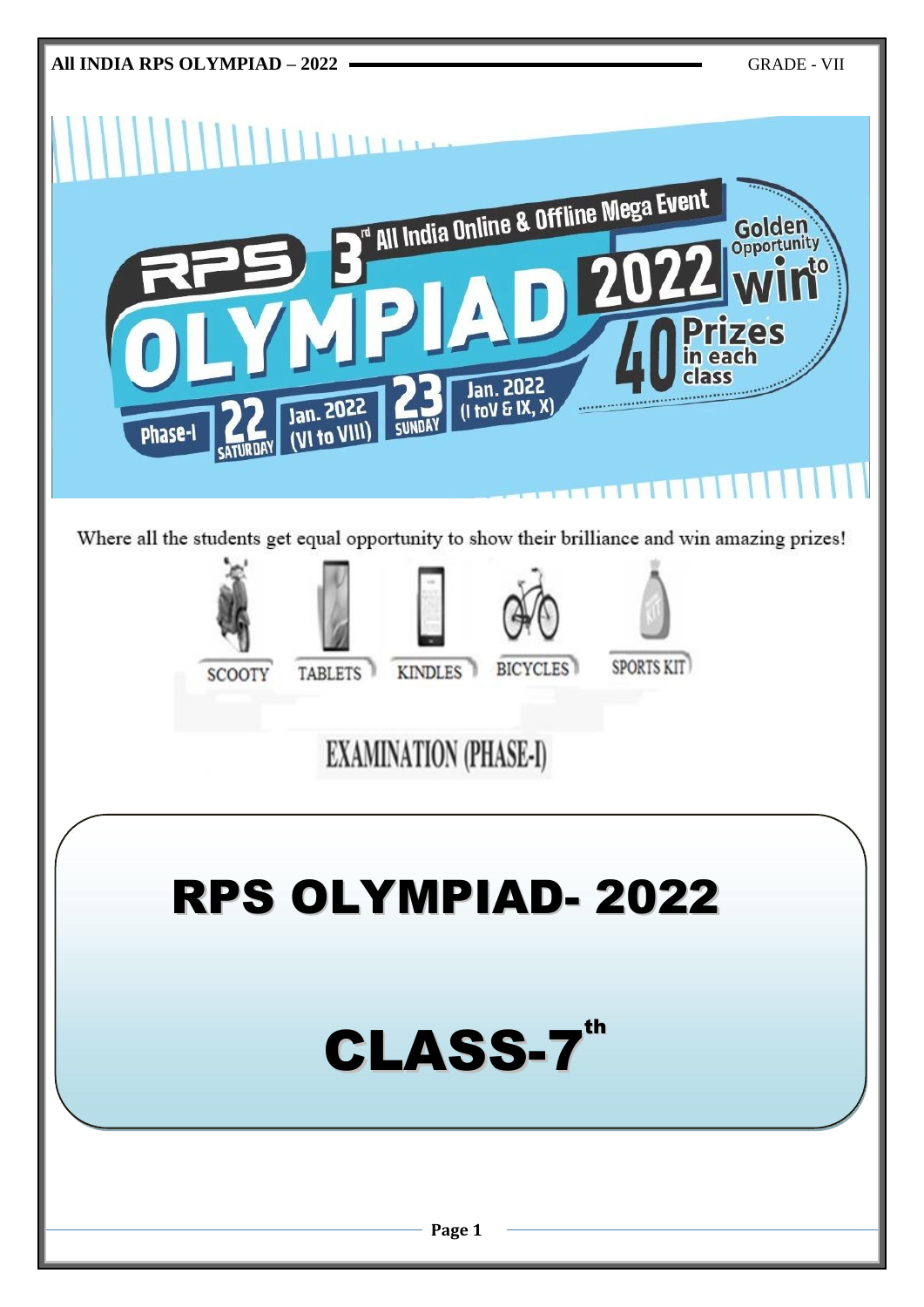RPS 3rd All India Online & Offline Mega Event

# OLYMPIAD 2022

Phase-I 22 SATURDAY Jan. 2022 (VI to VIII) 23 SUNDAY Jan. 2022 (I to V & IX, X)

Golden Opportunity to win 40 Prizes in each class

Where all the students get equal opportunity to show their brilliance and win amazing prizes!

SCOOTY TABLETS KINDLES BICYCLES SPORTS KIT

## EXAMINATION (PHASE-I)

# RPS OLYMPIAD- 2022

# CLASS-7th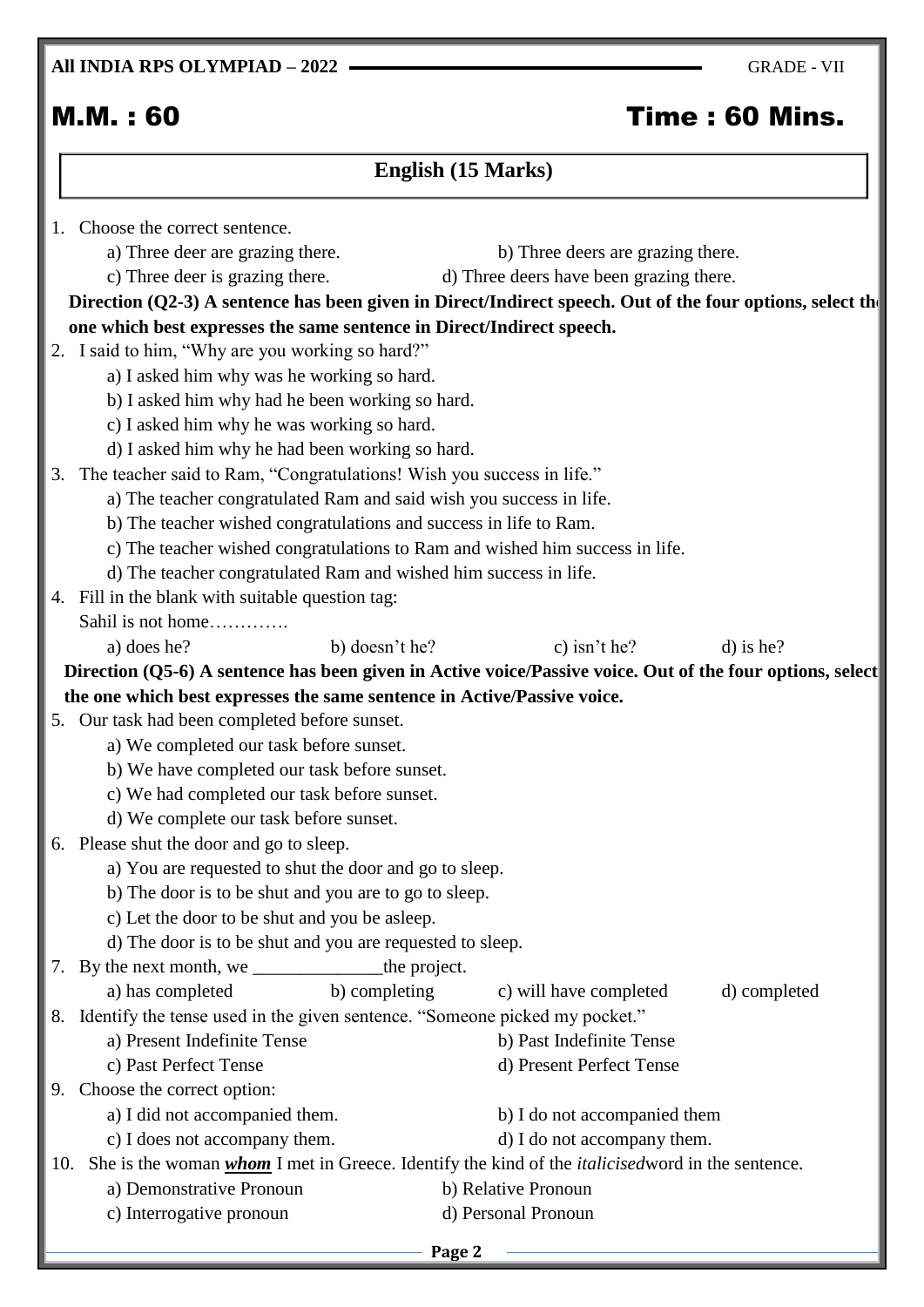# M.M. : 60 Time : 60 Mins.

## English (15 Marks)

1. Choose the correct sentence.
   - a) Three deer are grazing there.
   - b) Three deers are grazing there.
   - c) Three deer is grazing there.
   - d) Three deers have been grazing there.

**Direction (Q2-3) A sentence has been given in Direct/Indirect speech. Out of the four options, select the one which best expresses the same sentence in Direct/Indirect speech.**

2. I said to him, "Why are you working so hard?"
   - a) I asked him why was he working so hard.
   - b) I asked him why had he been working so hard.
   - c) I asked him why he was working so hard.
   - d) I asked him why he had been working so hard.

3. The teacher said to Ram, "Congratulations! Wish you success in life."
   - a) The teacher congratulated Ram and said wish you success in life.
   - b) The teacher wished congratulations and success in life to Ram.
   - c) The teacher wished congratulations to Ram and wished him success in life.
   - d) The teacher congratulated Ram and wished him success in life.

4. Fill in the blank with suitable question tag:
   Sahil is not home………….
   - a) does he?
   - b) doesn't he?
   - c) isn't he?
   - d) is he?

**Direction (Q5-6) A sentence has been given in Active voice/Passive voice. Out of the four options, select the one which best expresses the same sentence in Active/Passive voice.**

5. Our task had been completed before sunset.
   - a) We completed our task before sunset.
   - b) We have completed our task before sunset.
   - c) We had completed our task before sunset.
   - d) We complete our task before sunset.

6. Please shut the door and go to sleep.
   - a) You are requested to shut the door and go to sleep.
   - b) The door is to be shut and you are to go to sleep.
   - c) Let the door to be shut and you be asleep.
   - d) The door is to be shut and you are requested to sleep.

7. By the next month, we ______________the project.
   - a) has completed
   - b) completing
   - c) will have completed
   - d) completed

8. Identify the tense used in the given sentence. "Someone picked my pocket."
   - a) Present Indefinite Tense
   - b) Past Indefinite Tense
   - c) Past Perfect Tense
   - d) Present Perfect Tense

9. Choose the correct option:
   - a) I did not accompanied them.
   - b) I do not accompanied them
   - c) I does not accompany them.
   - d) I do not accompany them.

10. She is the woman ***whom*** I met in Greece. Identify the kind of the *italicised*word in the sentence.
    - a) Demonstrative Pronoun
    - b) Relative Pronoun
    - c) Interrogative pronoun
    - d) Personal Pronoun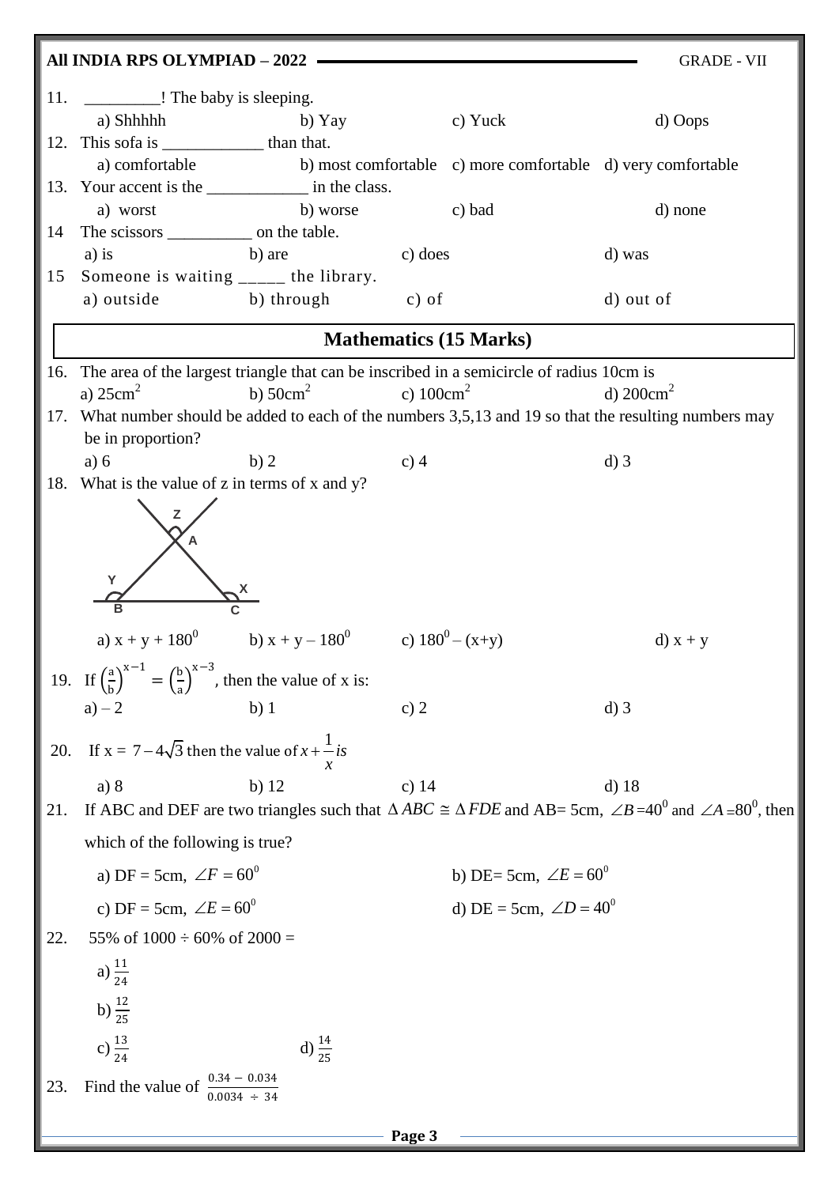11. _________! The baby is sleeping.

a) Shhhhh b) Yay c) Yuck d) Oops

12. This sofa is ____________ than that.

a) comfortable b) most comfortable c) more comfortable d) very comfortable

13. Your accent is the ____________ in the class.

a) worst b) worse c) bad d) none

14 The scissors __________ on the table.

a) is b) are c) does d) was

15 Someone is waiting _____ the library.

a) outside b) through c) of d) out of

## Mathematics (15 Marks)

16. The area of the largest triangle that can be inscribed in a semicircle of radius 10cm is

a) $25cm^2$ b) $50cm^2$ c) $100cm^2$ d) $200cm^2$

17. What number should be added to each of the numbers 3,5,13 and 19 so that the resulting numbers may be in proportion?

a) 6 b) 2 c) 4 d) 3

18. What is the value of z in terms of x and y?

a) $x + y + 180^0$ b) $x + y – 180^0$ c) $180^0 – (x+y)$ d) $x + y$

19. If $\left(\frac{a}{b}\right)^{x-1} = \left(\frac{b}{a}\right)^{x-3}$, then the value of x is:

a) – 2 b) 1 c) 2 d) 3

20. If $x = 7 - 4\sqrt{3}$ then the value of $x + \frac{1}{x}$ is

a) 8 b) 12 c) 14 d) 18

21. If ABC and DEF are two triangles such that $\Delta ABC \cong \Delta FDE$ and AB= 5cm, $\angle B = 40^0$ and $\angle A = 80^0$, then which of the following is true?

a) DF = 5cm, $\angle F = 60^0$

b) DE= 5cm, $\angle E = 60^0$

c) DF = 5cm, $\angle E = 60^0$

d) DE = 5cm, $\angle D = 40^0$

22. 55% of 1000 ÷ 60% of 2000 =

a) $\frac{11}{24}$

b) $\frac{12}{25}$

c) $\frac{13}{24}$ d) $\frac{14}{25}$

23. Find the value of $\frac{0.34 - 0.034}{0.0034 \div 34}$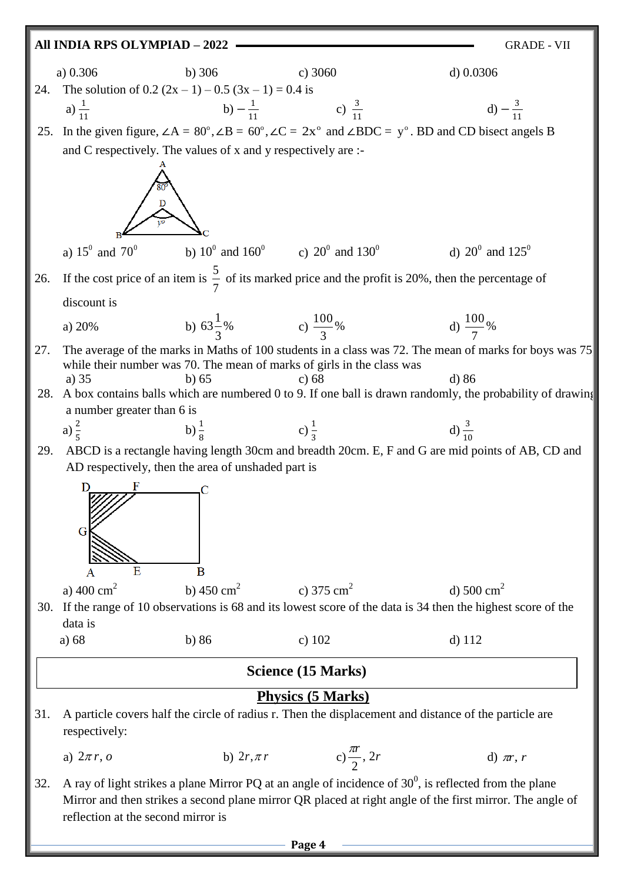a) 0.306　　b) 306　　c) 3060　　d) 0.0306

24. The solution of 0.2 (2x – 1) – 0.5 (3x – 1) = 0.4 is

a) $\frac{1}{11}$　　b) $-\frac{1}{11}$　　c) $\frac{3}{11}$　　d) $-\frac{3}{11}$

25. In the given figure, $\angle A = 80^o, \angle B = 60^o, \angle C = 2x^o$ and $\angle BDC = y^o$. BD and CD bisect angels B and C respectively. The values of x and y respectively are :-

a) $15^0$ and $70^0$　　b) $10^0$ and $160^0$　　c) $20^0$ and $130^0$　　d) $20^0$ and $125^0$

26. If the cost price of an item is $\frac{5}{7}$ of its marked price and the profit is 20%, then the percentage of discount is

a) 20%　　b) $63\frac{1}{3}\%$　　c) $\frac{100}{3}\%$　　d) $\frac{100}{7}\%$

27. The average of the marks in Maths of 100 students in a class was 72. The mean of marks for boys was 75 while their number was 70. The mean of marks of girls in the class was

a) 35　　b) 65　　c) 68　　d) 86

28. A box contains balls which are numbered 0 to 9. If one ball is drawn randomly, the probability of drawing a number greater than 6 is

a) $\frac{2}{5}$　　b) $\frac{1}{8}$　　c) $\frac{1}{3}$　　d) $\frac{3}{10}$

29. ABCD is a rectangle having length 30cm and breadth 20cm. E, F and G are mid points of AB, CD and AD respectively, then the area of unshaded part is

a) 400 $cm^2$　　b) 450 $cm^2$　　c) 375 $cm^2$　　d) 500 $cm^2$

30. If the range of 10 observations is 68 and its lowest score of the data is 34 then the highest score of the data is

a) 68　　b) 86　　c) 102　　d) 112

## Science (15 Marks)

### Physics (5 Marks)

31. A particle covers half the circle of radius r. Then the displacement and distance of the particle are respectively:

a) $2\pi r, o$　　b) $2r, \pi r$　　c) $\frac{\pi r}{2}, 2r$　　d) $\pi r, r$

32. A ray of light strikes a plane Mirror PQ at an angle of incidence of $30^0$, is reflected from the plane Mirror and then strikes a second plane mirror QR placed at right angle of the first mirror. The angle of reflection at the second mirror is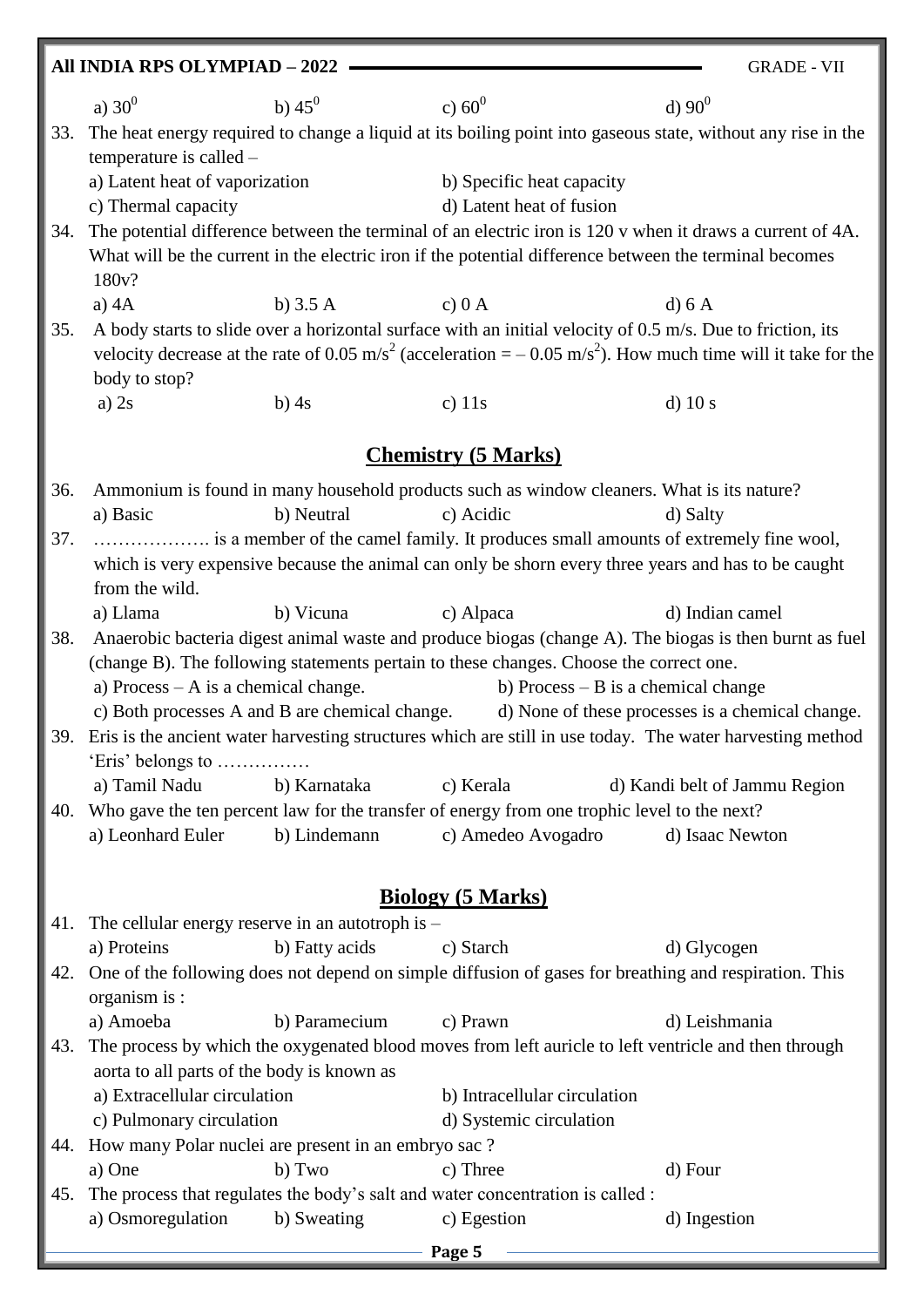a) $30^0$ b) $45^0$ c) $60^0$ d) $90^0$

33. The heat energy required to change a liquid at its boiling point into gaseous state, without any rise in the temperature is called –
    a) Latent heat of vaporization
    b) Specific heat capacity
    c) Thermal capacity
    d) Latent heat of fusion

34. The potential difference between the terminal of an electric iron is 120 v when it draws a current of 4A. What will be the current in the electric iron if the potential difference between the terminal becomes 180v?
    a) 4A b) 3.5 A c) 0 A d) 6 A

35. A body starts to slide over a horizontal surface with an initial velocity of 0.5 m/s. Due to friction, its velocity decrease at the rate of 0.05 $m/s^2$ (acceleration = – 0.05 $m/s^2$). How much time will it take for the body to stop?
    a) 2s b) 4s c) 11s d) 10 s

## Chemistry (5 Marks)

36. Ammonium is found in many household products such as window cleaners. What is its nature?
    a) Basic b) Neutral c) Acidic d) Salty

37. ………………. is a member of the camel family. It produces small amounts of extremely fine wool, which is very expensive because the animal can only be shorn every three years and has to be caught from the wild.
    a) Llama b) Vicuna c) Alpaca d) Indian camel

38. Anaerobic bacteria digest animal waste and produce biogas (change A). The biogas is then burnt as fuel (change B). The following statements pertain to these changes. Choose the correct one.
    a) Process – A is a chemical change.
    b) Process – B is a chemical change
    c) Both processes A and B are chemical change.
    d) None of these processes is a chemical change.

39. Eris is the ancient water harvesting structures which are still in use today. The water harvesting method 'Eris' belongs to ……………
    a) Tamil Nadu b) Karnataka c) Kerala d) Kandi belt of Jammu Region

40. Who gave the ten percent law for the transfer of energy from one trophic level to the next?
    a) Leonhard Euler b) Lindemann c) Amedeo Avogadro d) Isaac Newton

## Biology (5 Marks)

41. The cellular energy reserve in an autotroph is –
    a) Proteins b) Fatty acids c) Starch d) Glycogen

42. One of the following does not depend on simple diffusion of gases for breathing and respiration. This organism is :
    a) Amoeba b) Paramecium c) Prawn d) Leishmania

43. The process by which the oxygenated blood moves from left auricle to left ventricle and then through aorta to all parts of the body is known as
    a) Extracellular circulation
    b) Intracellular circulation
    c) Pulmonary circulation
    d) Systemic circulation

44. How many Polar nuclei are present in an embryo sac ?
    a) One b) Two c) Three d) Four

45. The process that regulates the body's salt and water concentration is called :
    a) Osmoregulation b) Sweating c) Egestion d) Ingestion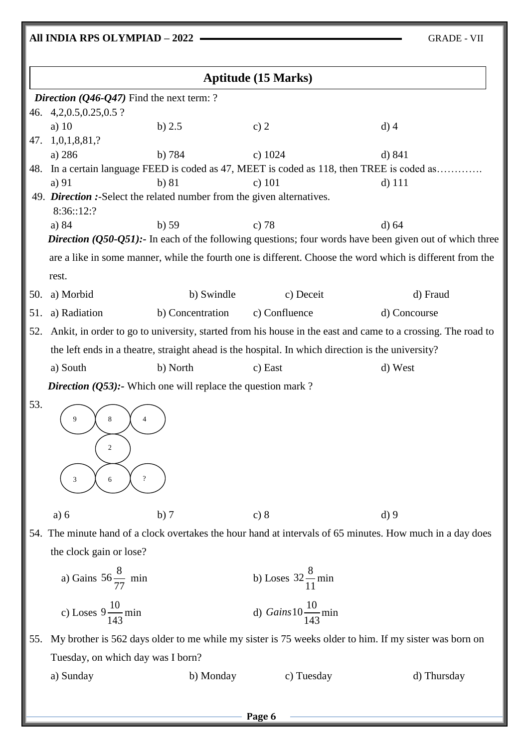## Aptitude (15 Marks)

***Direction (Q46-Q47)*** Find the next term: ?

46. 4,2,0.5,0.25,0.5 ?

    a) 10 b) 2.5 c) 2 d) 4

47. 1,0,1,8,81,?

    a) 286 b) 784 c) 1024 d) 841

48. In a certain language FEED is coded as 47, MEET is coded as 118, then TREE is coded as…………

    a) 91 b) 81 c) 101 d) 111

49. ***Direction :***-Select the related number from the given alternatives.

    8:36::12:?

    a) 84 b) 59 c) 78 d) 64

***Direction (Q50-Q51):-*** In each of the following questions; four words have been given out of which three are a like in some manner, while the fourth one is different. Choose the word which is different from the rest.

50. a) Morbid b) Swindle c) Deceit d) Fraud

51. a) Radiation b) Concentration c) Confluence d) Concourse

52. Ankit, in order to go to university, started from his house in the east and came to a crossing. The road to the left ends in a theatre, straight ahead is the hospital. In which direction is the university?

    a) South b) North c) East d) West

***Direction (Q53):-*** Which one will replace the question mark ?

53. 

| 9 | 8 | 4 |
|---|---|---|
| | 2 | |
| 3 | 6 | ? |

    a) 6 b) 7 c) 8 d) 9

54. The minute hand of a clock overtakes the hour hand at intervals of 65 minutes. How much in a day does the clock gain or lose?

    a) Gains $56\frac{8}{77}$ min b) Loses $32\frac{8}{11}$ min

    c) Loses $9\frac{10}{143}$ min d) Gains $10\frac{10}{143}$ min

55. My brother is 562 days older to me while my sister is 75 weeks older to him. If my sister was born on Tuesday, on which day was I born?

    a) Sunday b) Monday c) Tuesday d) Thursday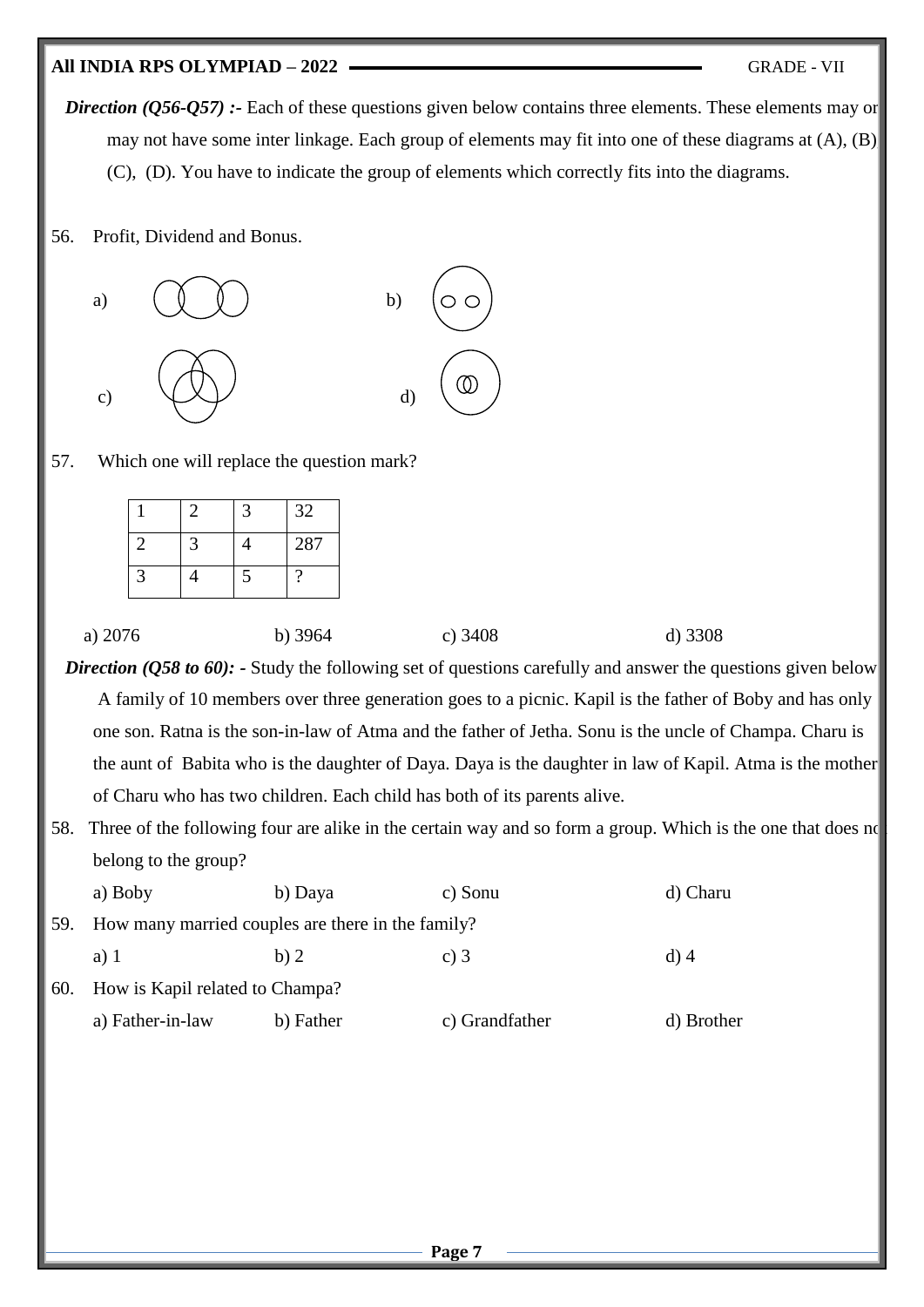***Direction (Q56-Q57) :-*** Each of these questions given below contains three elements. These elements may or may not have some inter linkage. Each group of elements may fit into one of these diagrams at (A), (B) (C), (D). You have to indicate the group of elements which correctly fits into the diagrams.

56. Profit, Dividend and Bonus.

a)

b)

c)

d)

57. Which one will replace the question mark?

| | | | |
|---|---|---|---|
| 1 | 2 | 3 | 32 |
| 2 | 3 | 4 | 287 |
| 3 | 4 | 5 | ? |

a) 2076 b) 3964 c) 3408 d) 3308

***Direction (Q58 to 60): -*** Study the following set of questions carefully and answer the questions given below

A family of 10 members over three generation goes to a picnic. Kapil is the father of Boby and has only one son. Ratna is the son-in-law of Atma and the father of Jetha. Sonu is the uncle of Champa. Charu is the aunt of Babita who is the daughter of Daya. Daya is the daughter in law of Kapil. Atma is the mother of Charu who has two children. Each child has both of its parents alive.

58. Three of the following four are alike in the certain way and so form a group. Which is the one that does not belong to the group?

a) Boby b) Daya c) Sonu d) Charu

59. How many married couples are there in the family?

a) 1 b) 2 c) 3 d) 4

60. How is Kapil related to Champa?

a) Father-in-law b) Father c) Grandfather d) Brother